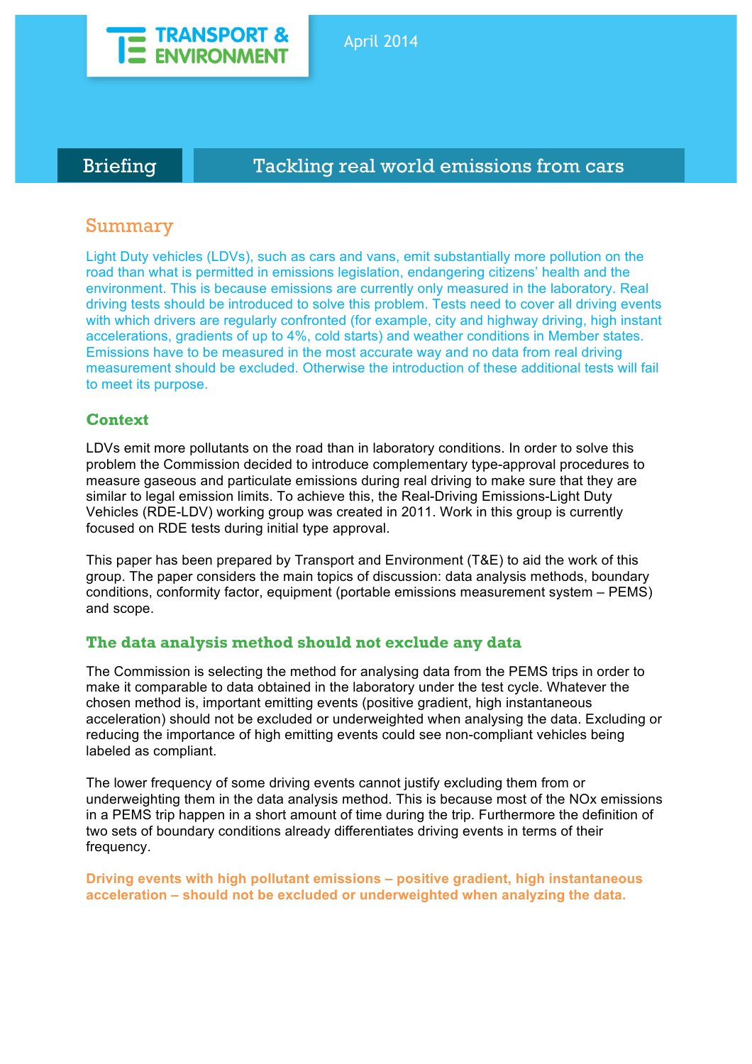TRANSPORT & ENVIRONMENT

April 2014

Briefing | Tackling real world emissions from cars

## Summary

Light Duty vehicles (LDVs), such as cars and vans, emit substantially more pollution on the road than what is permitted in emissions legislation, endangering citizens' health and the environment. This is because emissions are currently only measured in the laboratory. Real driving tests should be introduced to solve this problem. Tests need to cover all driving events with which drivers are regularly confronted (for example, city and highway driving, high instant accelerations, gradients of up to 4%, cold starts) and weather conditions in Member states. Emissions have to be measured in the most accurate way and no data from real driving measurement should be excluded. Otherwise the introduction of these additional tests will fail to meet its purpose.

## Context

LDVs emit more pollutants on the road than in laboratory conditions. In order to solve this problem the Commission decided to introduce complementary type-approval procedures to measure gaseous and particulate emissions during real driving to make sure that they are similar to legal emission limits. To achieve this, the Real-Driving Emissions-Light Duty Vehicles (RDE-LDV) working group was created in 2011. Work in this group is currently focused on RDE tests during initial type approval.

This paper has been prepared by Transport and Environment (T&E) to aid the work of this group. The paper considers the main topics of discussion: data analysis methods, boundary conditions, conformity factor, equipment (portable emissions measurement system – PEMS) and scope.

## The data analysis method should not exclude any data

The Commission is selecting the method for analysing data from the PEMS trips in order to make it comparable to data obtained in the laboratory under the test cycle. Whatever the chosen method is, important emitting events (positive gradient, high instantaneous acceleration) should not be excluded or underweighted when analysing the data. Excluding or reducing the importance of high emitting events could see non-compliant vehicles being labeled as compliant.

The lower frequency of some driving events cannot justify excluding them from or underweighting them in the data analysis method. This is because most of the NOx emissions in a PEMS trip happen in a short amount of time during the trip. Furthermore the definition of two sets of boundary conditions already differentiates driving events in terms of their frequency.

**Driving events with high pollutant emissions – positive gradient, high instantaneous acceleration – should not be excluded or underweighted when analyzing the data.**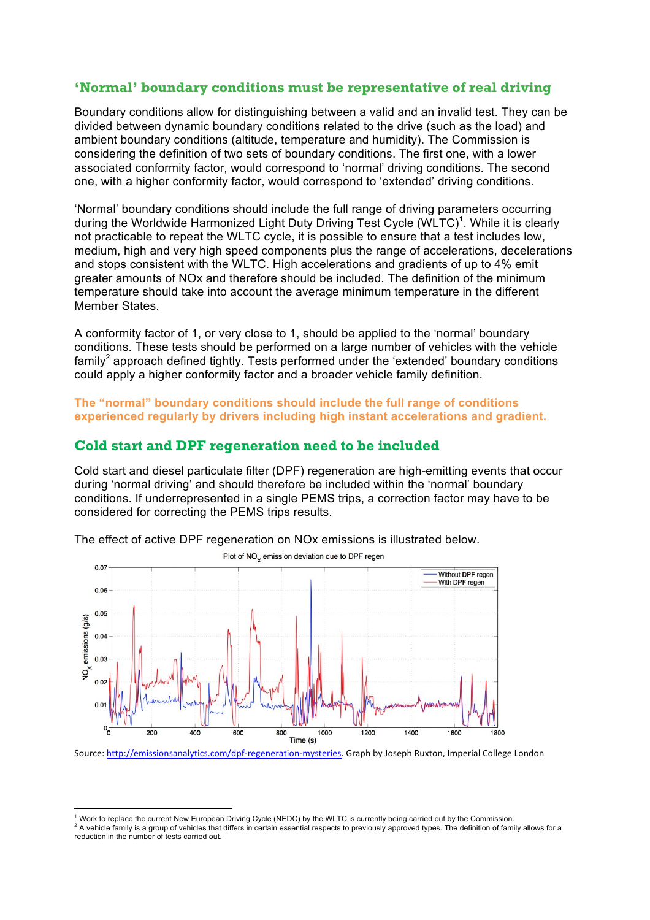## ‘Normal’ boundary conditions must be representative of real driving

Boundary conditions allow for distinguishing between a valid and an invalid test. They can be divided between dynamic boundary conditions related to the drive (such as the load) and ambient boundary conditions (altitude, temperature and humidity). The Commission is considering the definition of two sets of boundary conditions. The first one, with a lower associated conformity factor, would correspond to ‘normal’ driving conditions. The second one, with a higher conformity factor, would correspond to ‘extended’ driving conditions.

‘Normal’ boundary conditions should include the full range of driving parameters occurring during the Worldwide Harmonized Light Duty Driving Test Cycle (WLTC)[1]. While it is clearly not practicable to repeat the WLTC cycle, it is possible to ensure that a test includes low, medium, high and very high speed components plus the range of accelerations, decelerations and stops consistent with the WLTC. High accelerations and gradients of up to 4% emit greater amounts of NOx and therefore should be included. The definition of the minimum temperature should take into account the average minimum temperature in the different Member States.

A conformity factor of 1, or very close to 1, should be applied to the ‘normal’ boundary conditions. These tests should be performed on a large number of vehicles with the vehicle family[2] approach defined tightly. Tests performed under the ‘extended’ boundary conditions could apply a higher conformity factor and a broader vehicle family definition.

**The “normal” boundary conditions should include the full range of conditions experienced regularly by drivers including high instant accelerations and gradient.**

## Cold start and DPF regeneration need to be included

Cold start and diesel particulate filter (DPF) regeneration are high-emitting events that occur during ‘normal driving’ and should therefore be included within the ‘normal’ boundary conditions. If underrepresented in a single PEMS trips, a correction factor may have to be considered for correcting the PEMS trips results.

The effect of active DPF regeneration on NOx emissions is illustrated below.

Plot of $NO_x$ emission deviation due to DPF regen

Source: http://emissionsanalytics.com/dpf-regeneration-mysteries. Graph by Joseph Ruxton, Imperial College London

---

[1] Work to replace the current New European Driving Cycle (NEDC) by the WLTC is currently being carried out by the Commission.

[2] A vehicle family is a group of vehicles that differs in certain essential respects to previously approved types. The definition of family allows for a reduction in the number of tests carried out.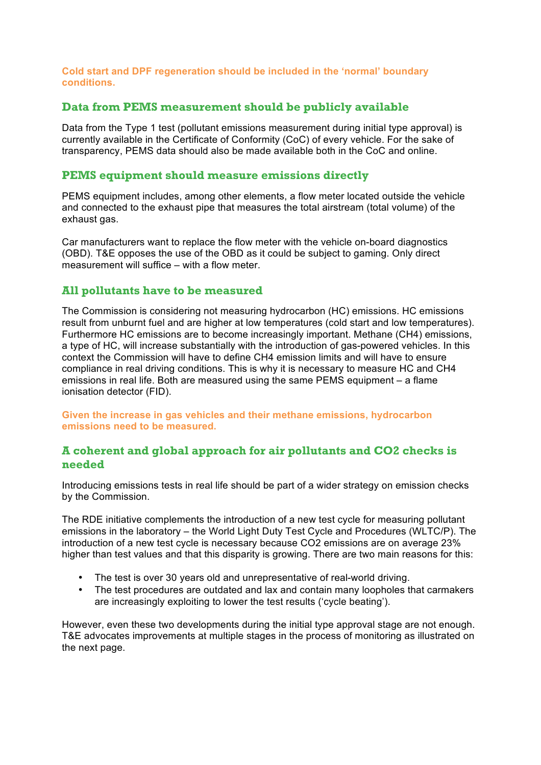**Cold start and DPF regeneration should be included in the 'normal' boundary conditions.**

## Data from PEMS measurement should be publicly available

Data from the Type 1 test (pollutant emissions measurement during initial type approval) is currently available in the Certificate of Conformity (CoC) of every vehicle. For the sake of transparency, PEMS data should also be made available both in the CoC and online.

## PEMS equipment should measure emissions directly

PEMS equipment includes, among other elements, a flow meter located outside the vehicle and connected to the exhaust pipe that measures the total airstream (total volume) of the exhaust gas.

Car manufacturers want to replace the flow meter with the vehicle on-board diagnostics (OBD). T&E opposes the use of the OBD as it could be subject to gaming. Only direct measurement will suffice – with a flow meter.

## All pollutants have to be measured

The Commission is considering not measuring hydrocarbon (HC) emissions. HC emissions result from unburnt fuel and are higher at low temperatures (cold start and low temperatures). Furthermore HC emissions are to become increasingly important. Methane ($CH_4$) emissions, a type of HC, will increase substantially with the introduction of gas-powered vehicles. In this context the Commission will have to define $CH_4$ emission limits and will have to ensure compliance in real driving conditions. This is why it is necessary to measure HC and $CH_4$ emissions in real life. Both are measured using the same PEMS equipment – a flame ionisation detector (FID).

**Given the increase in gas vehicles and their methane emissions, hydrocarbon emissions need to be measured.**

## A coherent and global approach for air pollutants and CO2 checks is needed

Introducing emissions tests in real life should be part of a wider strategy on emission checks by the Commission.

The RDE initiative complements the introduction of a new test cycle for measuring pollutant emissions in the laboratory – the World Light Duty Test Cycle and Procedures (WLTC/P). The introduction of a new test cycle is necessary because $CO_2$ emissions are on average 23% higher than test values and that this disparity is growing. There are two main reasons for this:

- The test is over 30 years old and unrepresentative of real-world driving.
- The test procedures are outdated and lax and contain many loopholes that carmakers are increasingly exploiting to lower the test results ('cycle beating').

However, even these two developments during the initial type approval stage are not enough. T&E advocates improvements at multiple stages in the process of monitoring as illustrated on the next page.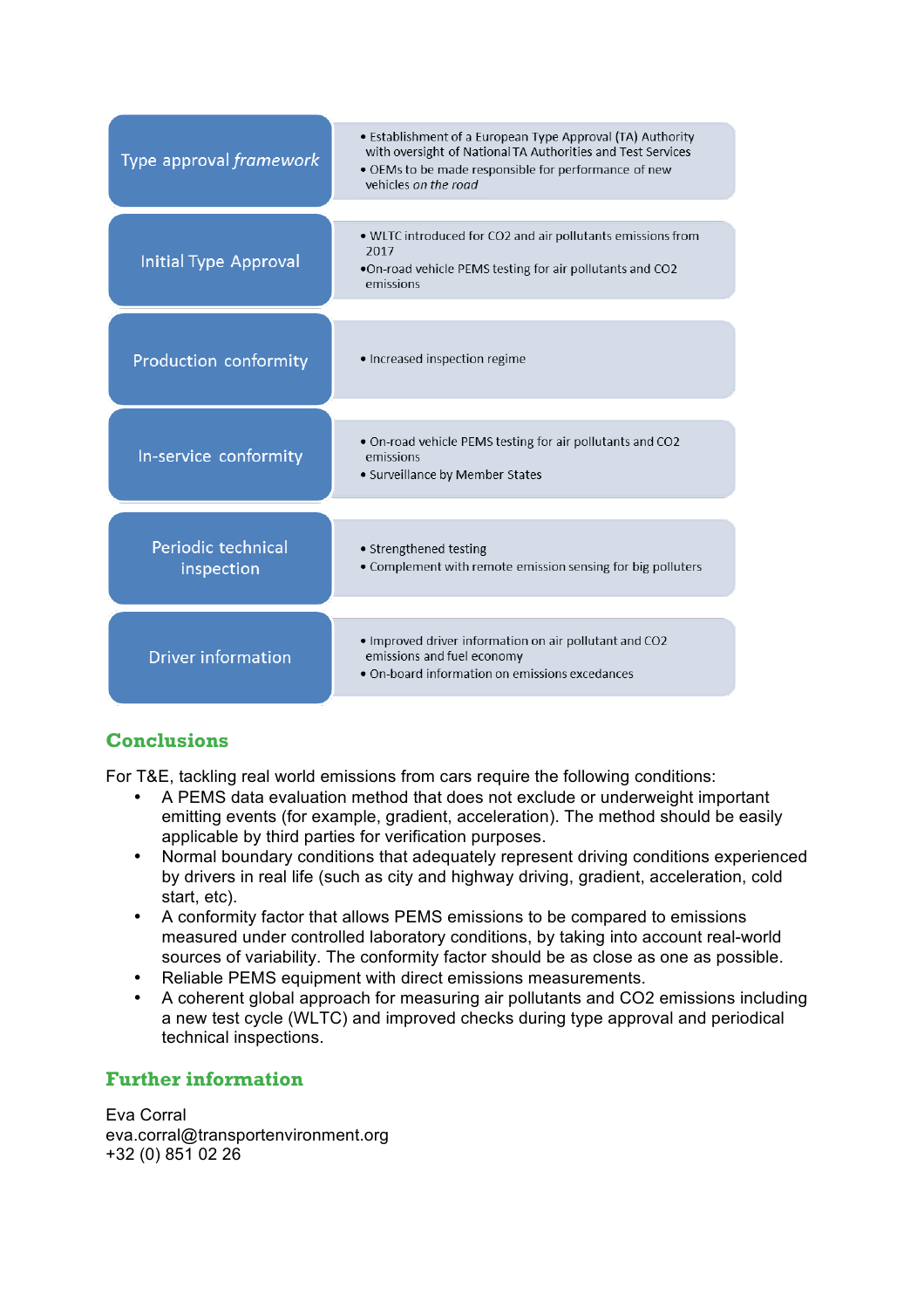| | |
|---|---|
| Type approval *framework* | • Establishment of a European Type Approval (TA) Authority with oversight of National TA Authorities and Test Services<br>• OEMs to be made responsible for performance of new vehicles *on the road* |
| Initial Type Approval | • WLTC introduced for CO2 and air pollutants emissions from 2017<br>• On-road vehicle PEMS testing for air pollutants and CO2 emissions |
| Production conformity | • Increased inspection regime |
| In-service conformity | • On-road vehicle PEMS testing for air pollutants and CO2 emissions<br>• Surveillance by Member States |
| Periodic technical inspection | • Strengthened testing<br>• Complement with remote emission sensing for big polluters |
| Driver information | • Improved driver information on air pollutant and CO2 emissions and fuel economy<br>• On-board information on emissions excedances |

## Conclusions

For T&E, tackling real world emissions from cars require the following conditions:

- A PEMS data evaluation method that does not exclude or underweight important emitting events (for example, gradient, acceleration). The method should be easily applicable by third parties for verification purposes.
- Normal boundary conditions that adequately represent driving conditions experienced by drivers in real life (such as city and highway driving, gradient, acceleration, cold start, etc).
- A conformity factor that allows PEMS emissions to be compared to emissions measured under controlled laboratory conditions, by taking into account real-world sources of variability. The conformity factor should be as close as one as possible.
- Reliable PEMS equipment with direct emissions measurements.
- A coherent global approach for measuring air pollutants and CO2 emissions including a new test cycle (WLTC) and improved checks during type approval and periodical technical inspections.

## Further information

Eva Corral
eva.corral@transportenvironment.org
+32 (0) 851 02 26